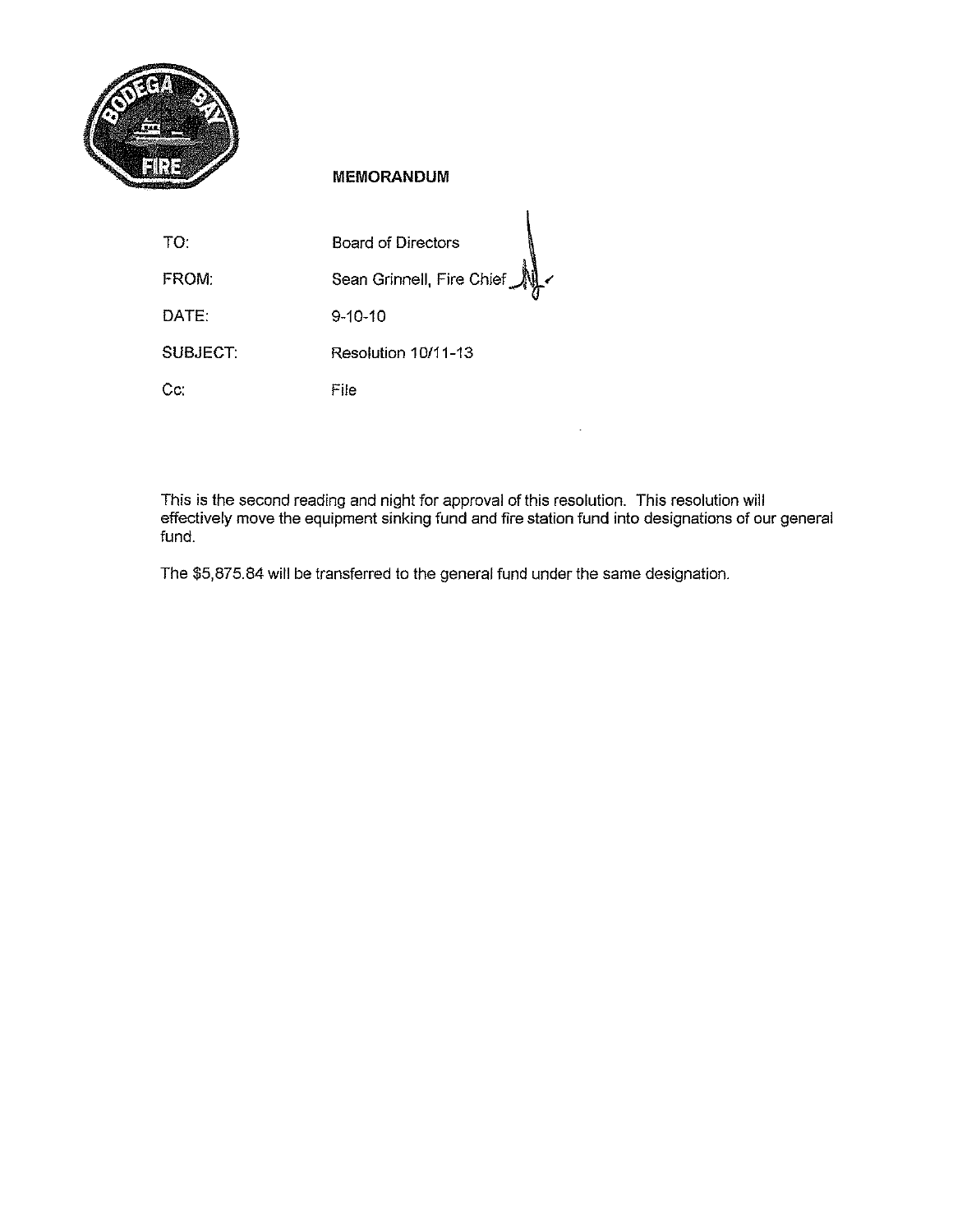**MEMORANDUM**

TO: Board of Directors

FROM: Sean Grinnell, Fire Chief

DATE: 9-10-10

SUBJECT: Resolution 10/11-13

Cc: File

This is the second reading and night for approval of this resolution. This resolution will effectively move the equipment sinking fund and fire station fund into designations of our general fund.

The $5,875.84 will be transferred to the general fund under the same designation.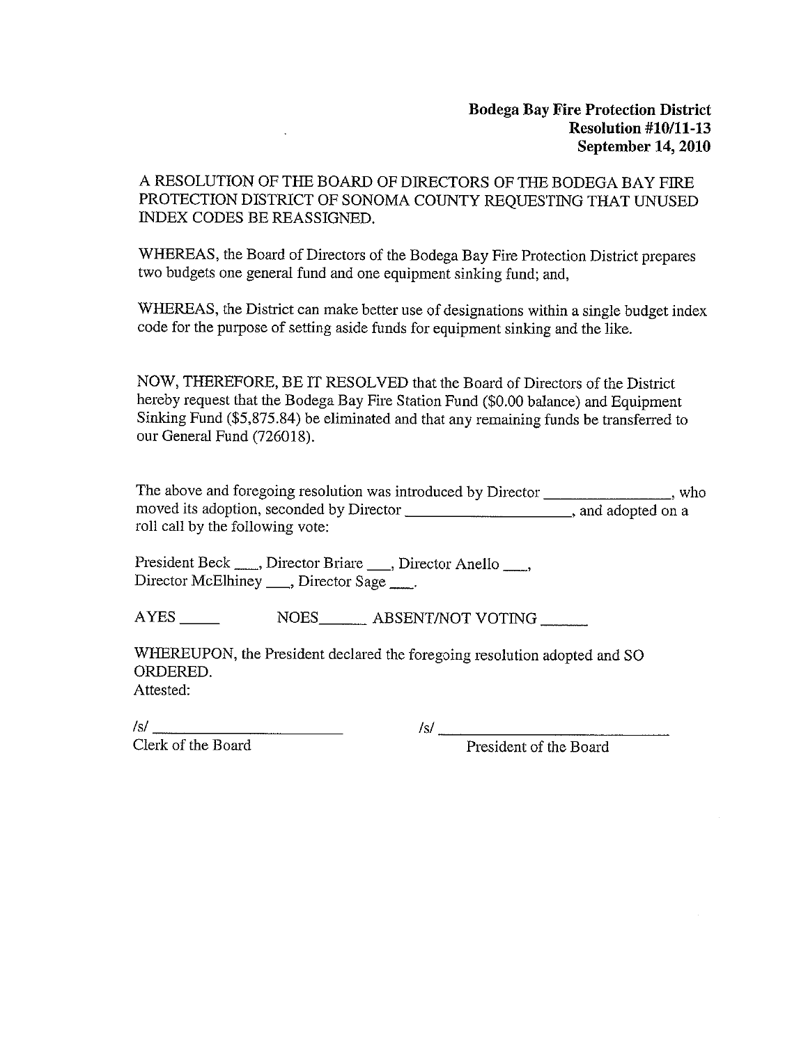**Bodega Bay Fire Protection District**
**Resolution #10/11-13**
**September 14, 2010**

A RESOLUTION OF THE BOARD OF DIRECTORS OF THE BODEGA BAY FIRE PROTECTION DISTRICT OF SONOMA COUNTY REQUESTING THAT UNUSED INDEX CODES BE REASSIGNED.

WHEREAS, the Board of Directors of the Bodega Bay Fire Protection District prepares two budgets one general fund and one equipment sinking fund; and,

WHEREAS, the District can make better use of designations within a single budget index code for the purpose of setting aside funds for equipment sinking and the like.

NOW, THEREFORE, BE IT RESOLVED that the Board of Directors of the District hereby request that the Bodega Bay Fire Station Fund ($0.00 balance) and Equipment Sinking Fund ($5,875.84) be eliminated and that any remaining funds be transferred to our General Fund (726018).

The above and foregoing resolution was introduced by Director ________________, who moved its adoption, seconded by Director ____________________, and adopted on a roll call by the following vote:

President Beck ___, Director Briare ___, Director Anello ___, Director McElhiney ___, Director Sage ___.

AYES _____ NOES______ ABSENT/NOT VOTING ______

WHEREUPON, the President declared the foregoing resolution adopted and SO ORDERED.
Attested:

/s/ ________________________ /s/ ______________________________
Clerk of the Board President of the Board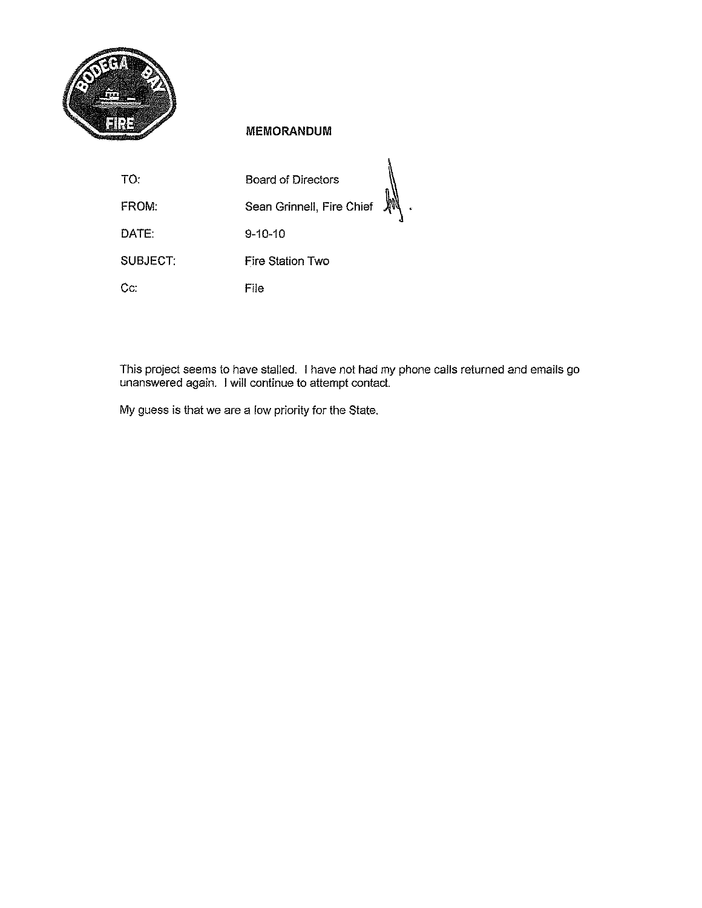**MEMORANDUM**

| | |
|---|---|
| TO: | Board of Directors |
| FROM: | Sean Grinnell, Fire Chief |
| DATE: | 9-10-10 |
| SUBJECT: | Fire Station Two |
| Cc: | File |

This project seems to have stalled. I have not had my phone calls returned and emails go unanswered again. I will continue to attempt contact.

My guess is that we are a low priority for the State.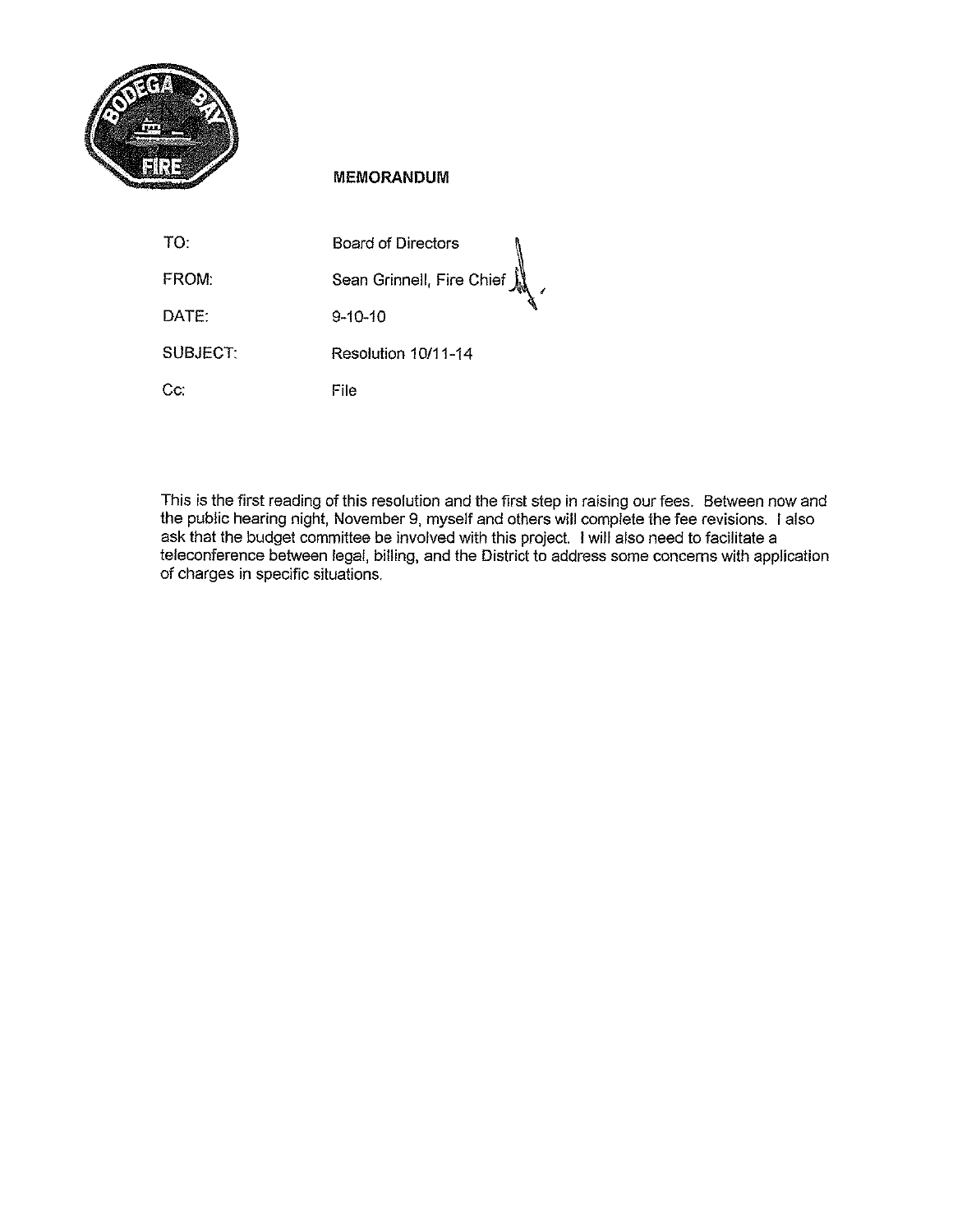## MEMORANDUM

| | |
|---|---|
| TO: | Board of Directors |
| FROM: | Sean Grinnell, Fire Chief |
| DATE: | 9-10-10 |
| SUBJECT: | Resolution 10/11-14 |
| Cc: | File |

This is the first reading of this resolution and the first step in raising our fees. Between now and the public hearing night, November 9, myself and others will complete the fee revisions. I also ask that the budget committee be involved with this project. I will also need to facilitate a teleconference between legal, billing, and the District to address some concerns with application of charges in specific situations.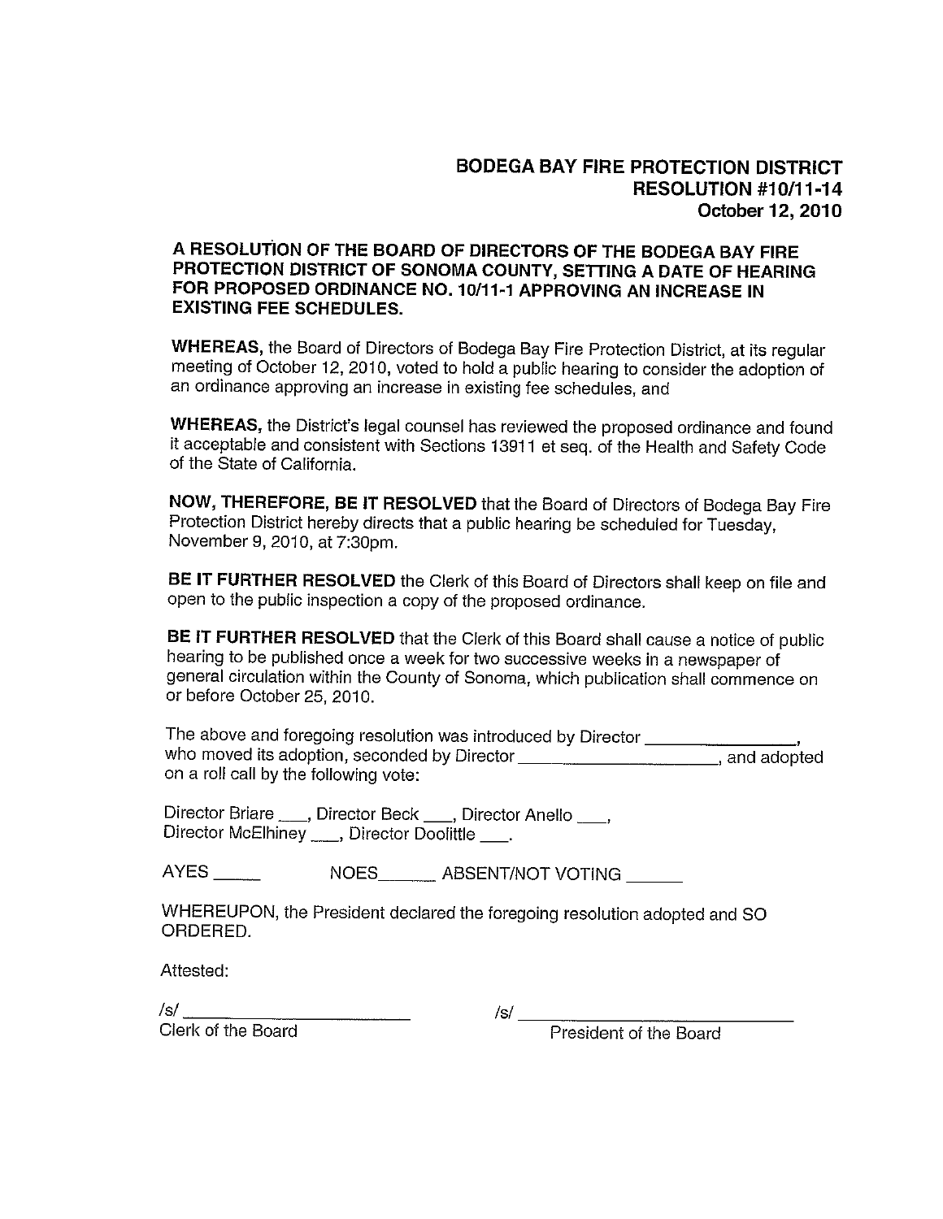**BODEGA BAY FIRE PROTECTION DISTRICT**
**RESOLUTION #10/11-14**
**October 12, 2010**

**A RESOLUTION OF THE BOARD OF DIRECTORS OF THE BODEGA BAY FIRE PROTECTION DISTRICT OF SONOMA COUNTY, SETTING A DATE OF HEARING FOR PROPOSED ORDINANCE NO. 10/11-1 APPROVING AN INCREASE IN EXISTING FEE SCHEDULES.**

**WHEREAS,** the Board of Directors of Bodega Bay Fire Protection District, at its regular meeting of October 12, 2010, voted to hold a public hearing to consider the adoption of an ordinance approving an increase in existing fee schedules, and

**WHEREAS,** the District's legal counsel has reviewed the proposed ordinance and found it acceptable and consistent with Sections 13911 et seq. of the Health and Safety Code of the State of California.

**NOW, THEREFORE, BE IT RESOLVED** that the Board of Directors of Bodega Bay Fire Protection District hereby directs that a public hearing be scheduled for Tuesday, November 9, 2010, at 7:30pm.

**BE IT FURTHER RESOLVED** the Clerk of this Board of Directors shall keep on file and open to the public inspection a copy of the proposed ordinance.

**BE IT FURTHER RESOLVED** that the Clerk of this Board shall cause a notice of public hearing to be published once a week for two successive weeks in a newspaper of general circulation within the County of Sonoma, which publication shall commence on or before October 25, 2010.

The above and foregoing resolution was introduced by Director ________________, who moved its adoption, seconded by Director ____________________, and adopted on a roll call by the following vote:

Director Briare ___, Director Beck ___, Director Anello ___,
Director McElhiney ___, Director Doolittle ___.

AYES _____ NOES______ ABSENT/NOT VOTING ______

WHEREUPON, the President declared the foregoing resolution adopted and SO ORDERED.

Attested:

/s/ ________________________
Clerk of the Board

/s/ ____________________________
President of the Board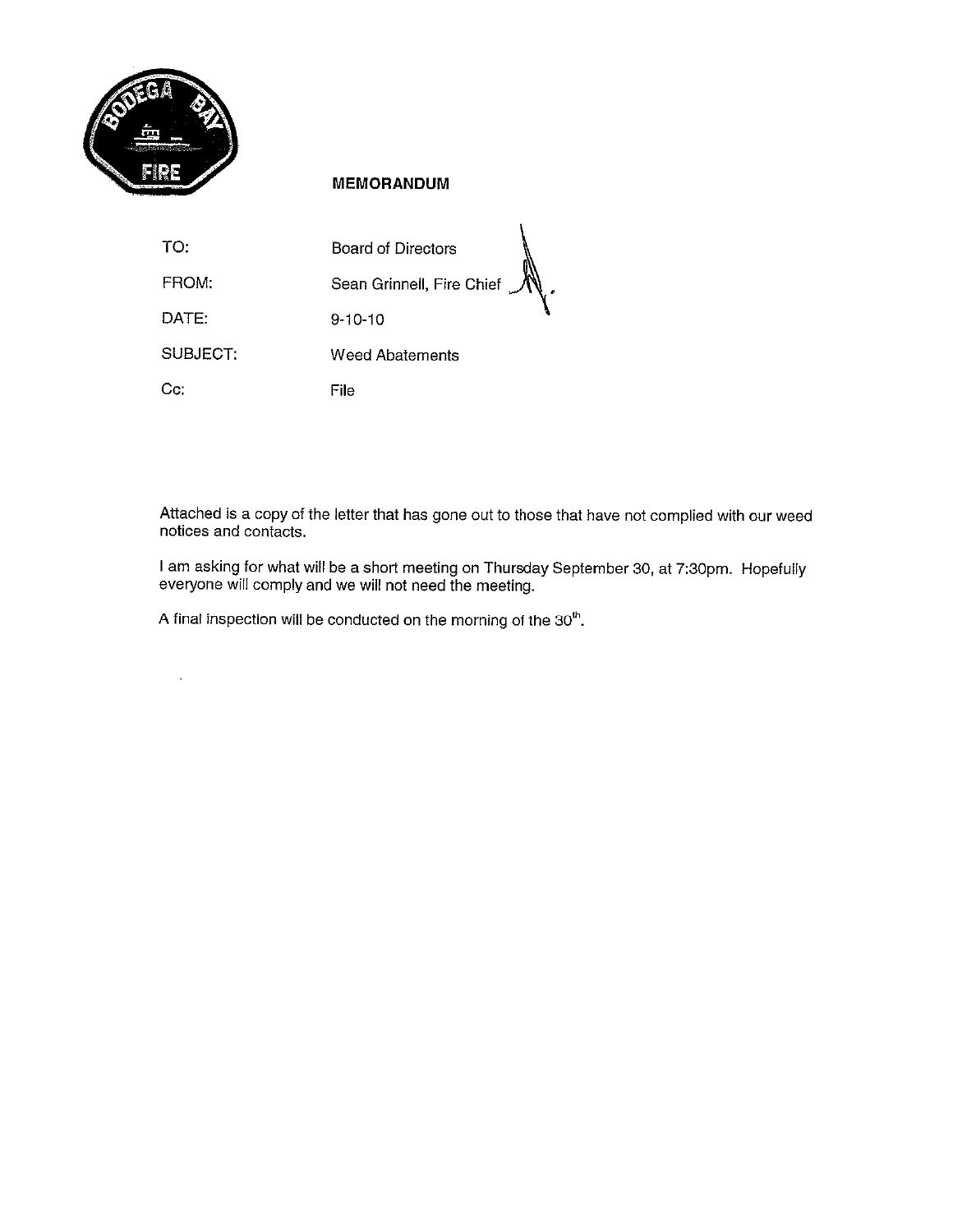## MEMORANDUM

| | |
|---|---|
| TO: | Board of Directors |
| FROM: | Sean Grinnell, Fire Chief |
| DATE: | 9-10-10 |
| SUBJECT: | Weed Abatements |
| Cc: | File |

Attached is a copy of the letter that has gone out to those that have not complied with our weed notices and contacts.

I am asking for what will be a short meeting on Thursday September 30, at 7:30pm. Hopefully everyone will comply and we will not need the meeting.

A final inspection will be conducted on the morning of the 30th.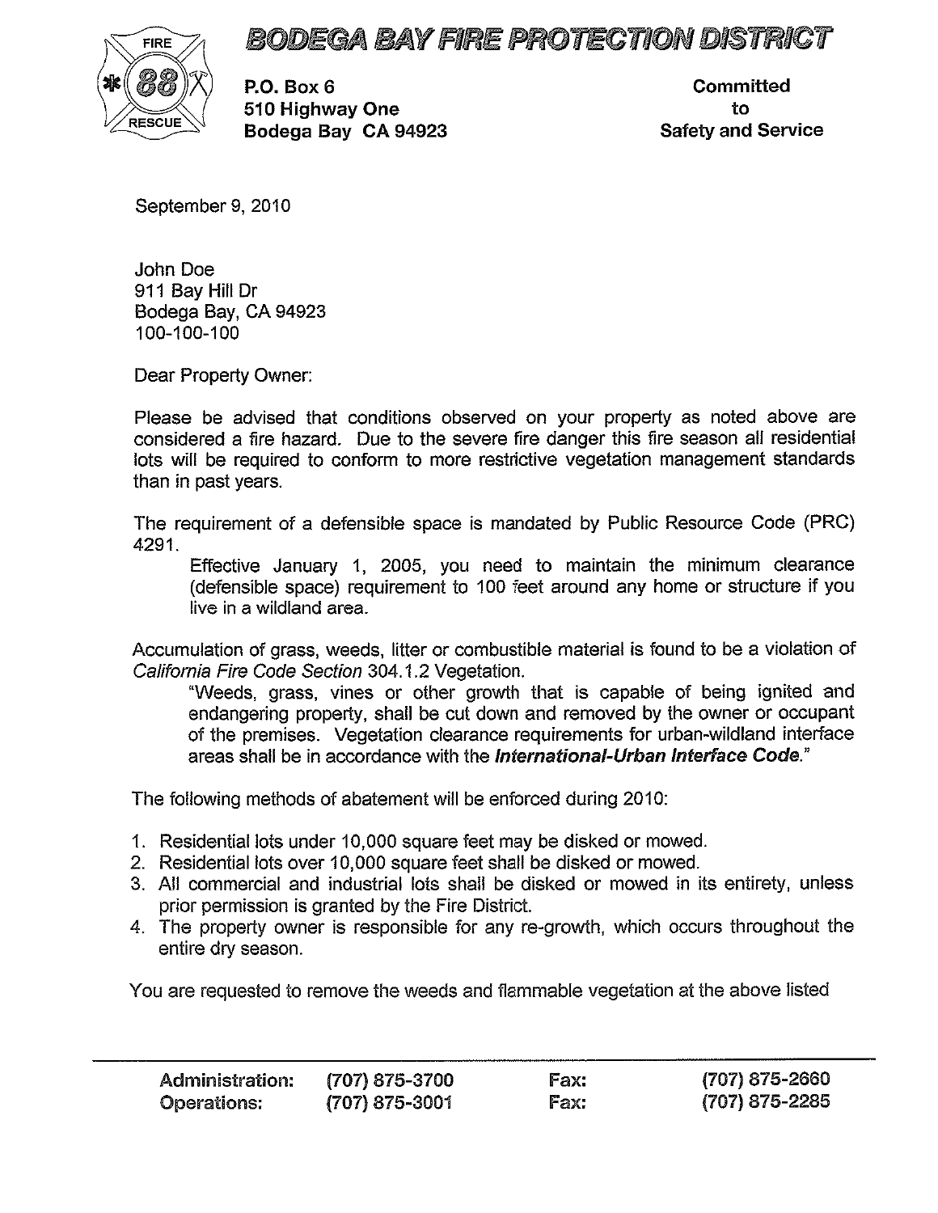# BODEGA BAY FIRE PROTECTION DISTRICT

P.O. Box 6
510 Highway One
Bodega Bay CA 94923

Committed
to
Safety and Service

September 9, 2010

John Doe
911 Bay Hill Dr
Bodega Bay, CA 94923
100-100-100

Dear Property Owner:

Please be advised that conditions observed on your property as noted above are considered a fire hazard. Due to the severe fire danger this fire season all residential lots will be required to conform to more restrictive vegetation management standards than in past years.

The requirement of a defensible space is mandated by Public Resource Code (PRC) 4291.

> Effective January 1, 2005, you need to maintain the minimum clearance (defensible space) requirement to 100 feet around any home or structure if you live in a wildland area.

Accumulation of grass, weeds, litter or combustible material is found to be a violation of *California Fire Code Section* 304.1.2 Vegetation.

> "Weeds, grass, vines or other growth that is capable of being ignited and endangering property, shall be cut down and removed by the owner or occupant of the premises. Vegetation clearance requirements for urban-wildland interface areas shall be in accordance with the ***International-Urban Interface Code.***"

The following methods of abatement will be enforced during 2010:

1. Residential lots under 10,000 square feet may be disked or mowed.
2. Residential lots over 10,000 square feet shall be disked or mowed.
3. All commercial and industrial lots shall be disked or mowed in its entirety, unless prior permission is granted by the Fire District.
4. The property owner is responsible for any re-growth, which occurs throughout the entire dry season.

You are requested to remove the weeds and flammable vegetation at the above listed

| | | | |
|---|---|---|---|
| **Administration:** | **(707) 875-3700** | **Fax:** | **(707) 875-2660** |
| **Operations:** | **(707) 875-3001** | **Fax:** | **(707) 875-2285** |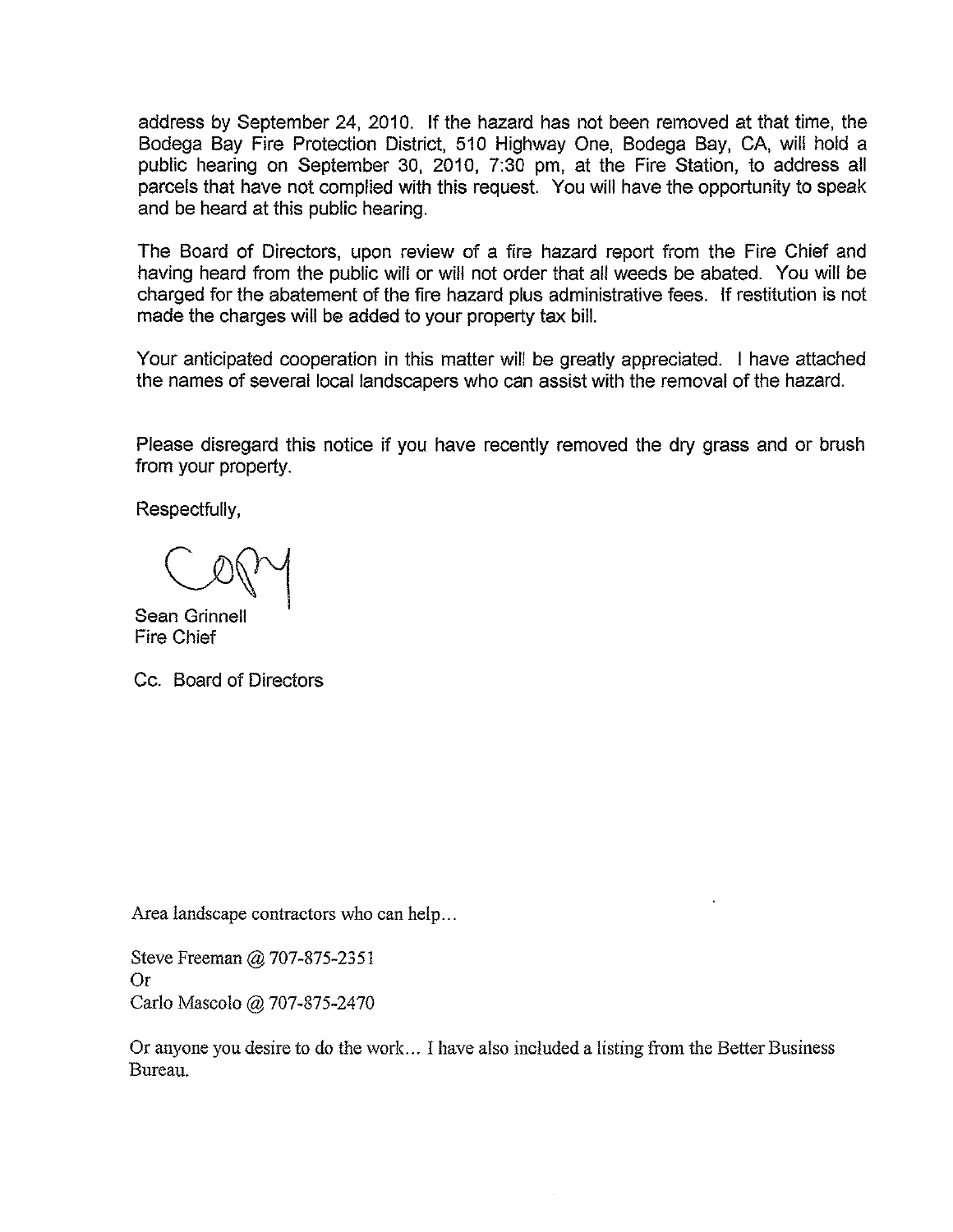address by September 24, 2010. If the hazard has not been removed at that time, the Bodega Bay Fire Protection District, 510 Highway One, Bodega Bay, CA, will hold a public hearing on September 30, 2010, 7:30 pm, at the Fire Station, to address all parcels that have not complied with this request. You will have the opportunity to speak and be heard at this public hearing.

The Board of Directors, upon review of a fire hazard report from the Fire Chief and having heard from the public will or will not order that all weeds be abated. You will be charged for the abatement of the fire hazard plus administrative fees. If restitution is not made the charges will be added to your property tax bill.

Your anticipated cooperation in this matter will be greatly appreciated. I have attached the names of several local landscapers who can assist with the removal of the hazard.

Please disregard this notice if you have recently removed the dry grass and or brush from your property.

Respectfully,

Copy

Sean Grinnell
Fire Chief

Cc. Board of Directors

Area landscape contractors who can help…

Steve Freeman @ 707-875-2351
Or
Carlo Mascolo @ 707-875-2470

Or anyone you desire to do the work… I have also included a listing from the Better Business Bureau.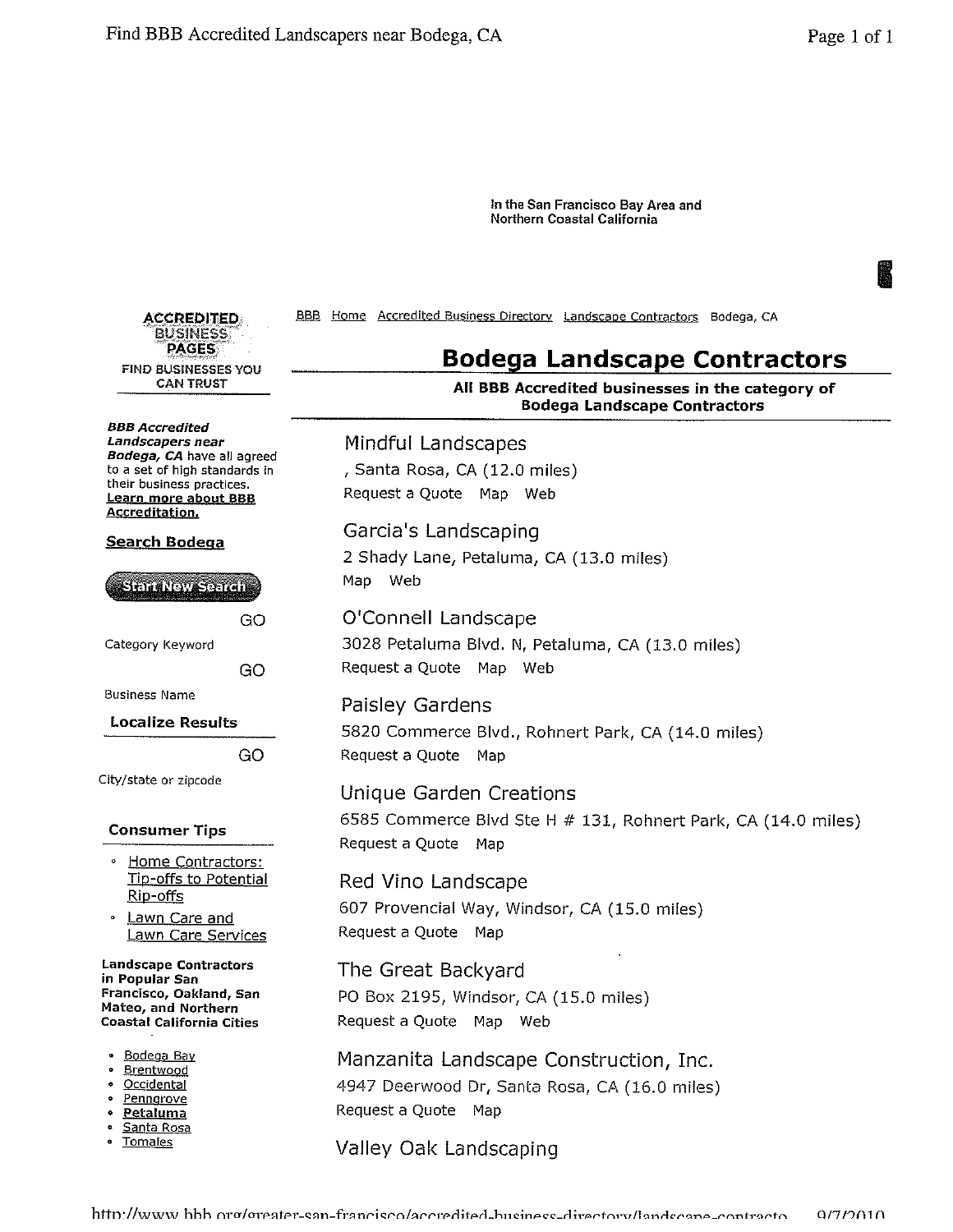In the San Francisco Bay Area and Northern Coastal California

BBB Home Accredited Business Directory Landscape Contractors Bodega, CA

**ACCREDITED BUSINESS PAGES**
FIND BUSINESSES YOU CAN TRUST

***BBB Accredited Landscapers near Bodega, CA*** have all agreed to a set of high standards in their business practices. **Learn more about BBB Accreditation.**

**Search Bodega**

Start New Search

GO
Category Keyword

GO
Business Name

**Localize Results**

GO
City/state or zipcode

**Consumer Tips**

- Home Contractors: Tip-offs to Potential Rip-offs
- Lawn Care and Lawn Care Services

**Landscape Contractors in Popular San Francisco, Oakland, San Mateo, and Northern Coastal California Cities**

- Bodega Bay
- Brentwood
- Occidental
- Penngrove
- **Petaluma**
- Santa Rosa
- Tomales

# Bodega Landscape Contractors

**All BBB Accredited businesses in the category of Bodega Landscape Contractors**

Mindful Landscapes
, Santa Rosa, CA (12.0 miles)
Request a Quote Map Web

Garcia's Landscaping
2 Shady Lane, Petaluma, CA (13.0 miles)
Map Web

O'Connell Landscape
3028 Petaluma Blvd. N, Petaluma, CA (13.0 miles)
Request a Quote Map Web

Paisley Gardens
5820 Commerce Blvd., Rohnert Park, CA (14.0 miles)
Request a Quote Map

Unique Garden Creations
6585 Commerce Blvd Ste H # 131, Rohnert Park, CA (14.0 miles)
Request a Quote Map

Red Vino Landscape
607 Provencial Way, Windsor, CA (15.0 miles)
Request a Quote Map

The Great Backyard
PO Box 2195, Windsor, CA (15.0 miles)
Request a Quote Map Web

Manzanita Landscape Construction, Inc.
4947 Deerwood Dr, Santa Rosa, CA (16.0 miles)
Request a Quote Map

Valley Oak Landscaping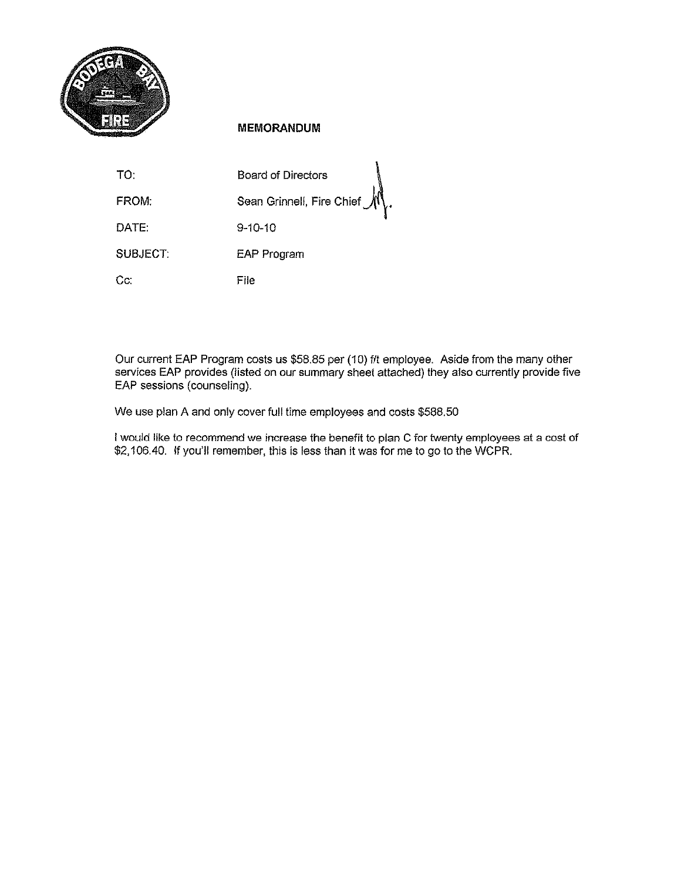**MEMORANDUM**

TO: Board of Directors

FROM: Sean Grinnell, Fire Chief

DATE: 9-10-10

SUBJECT: EAP Program

Cc: File

Our current EAP Program costs us $58.85 per (10) f/t employee. Aside from the many other services EAP provides (listed on our summary sheet attached) they also currently provide five EAP sessions (counseling).

We use plan A and only cover full time employees and costs $588.50

I would like to recommend we increase the benefit to plan C for twenty employees at a cost of $2,106.40. If you'll remember, this is less than it was for me to go to the WCPR.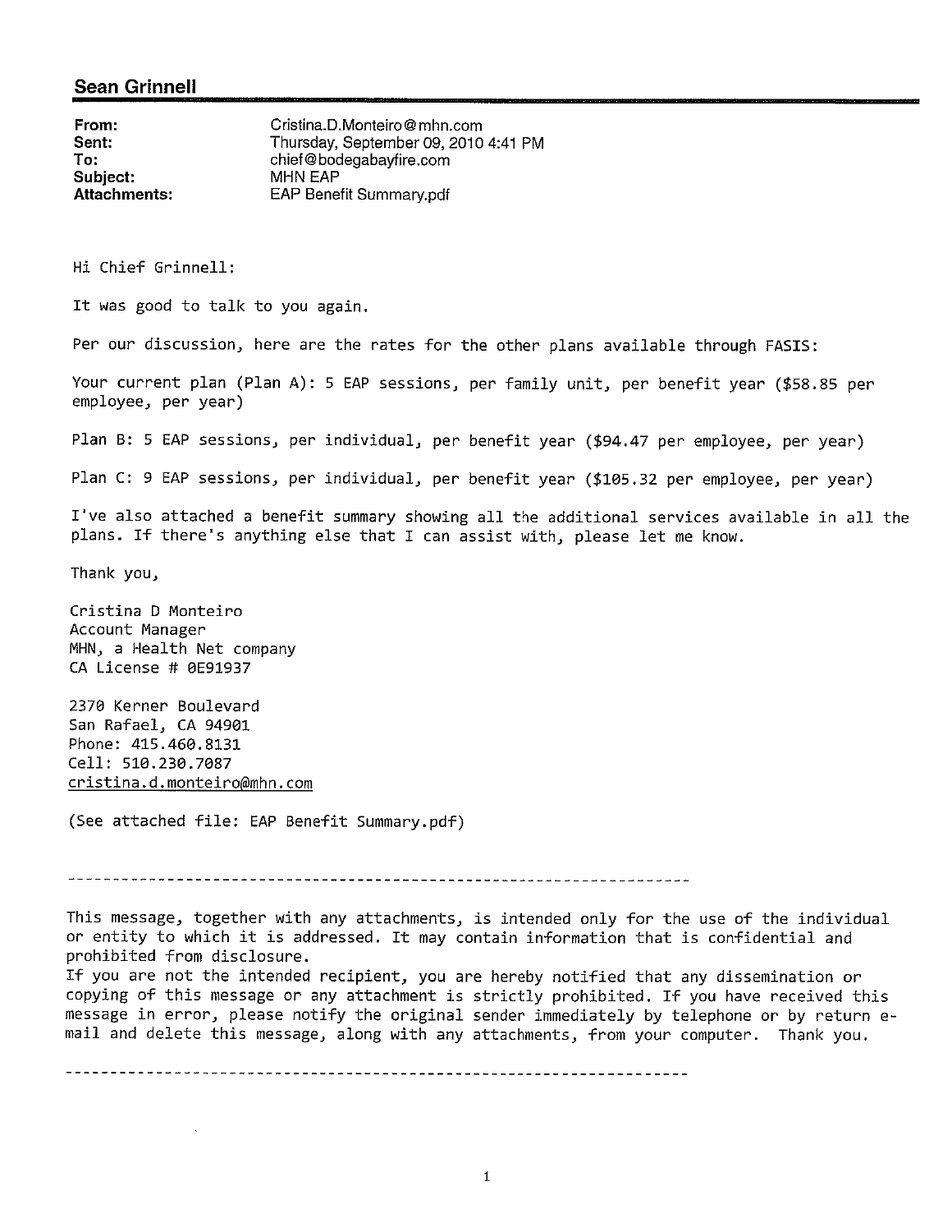## Sean Grinnell

**From:** Cristina.D.Monteiro@mhn.com
**Sent:** Thursday, September 09, 2010 4:41 PM
**To:** chief@bodegabayfire.com
**Subject:** MHN EAP
**Attachments:** EAP Benefit Summary.pdf

Hi Chief Grinnell:

It was good to talk to you again.

Per our discussion, here are the rates for the other plans available through FASIS:

Your current plan (Plan A): 5 EAP sessions, per family unit, per benefit year ($58.85 per employee, per year)

Plan B: 5 EAP sessions, per individual, per benefit year ($94.47 per employee, per year)

Plan C: 9 EAP sessions, per individual, per benefit year ($105.32 per employee, per year)

I've also attached a benefit summary showing all the additional services available in all the plans. If there's anything else that I can assist with, please let me know.

Thank you,

Cristina D Monteiro
Account Manager
MHN, a Health Net company
CA License # 0E91937

2370 Kerner Boulevard
San Rafael, CA 94901
Phone: 415.460.8131
Cell: 510.230.7087
cristina.d.monteiro@mhn.com

(See attached file: EAP Benefit Summary.pdf)

---

This message, together with any attachments, is intended only for the use of the individual or entity to which it is addressed. It may contain information that is confidential and prohibited from disclosure.
If you are not the intended recipient, you are hereby notified that any dissemination or copying of this message or any attachment is strictly prohibited. If you have received this message in error, please notify the original sender immediately by telephone or by return e-mail and delete this message, along with any attachments, from your computer. Thank you.

---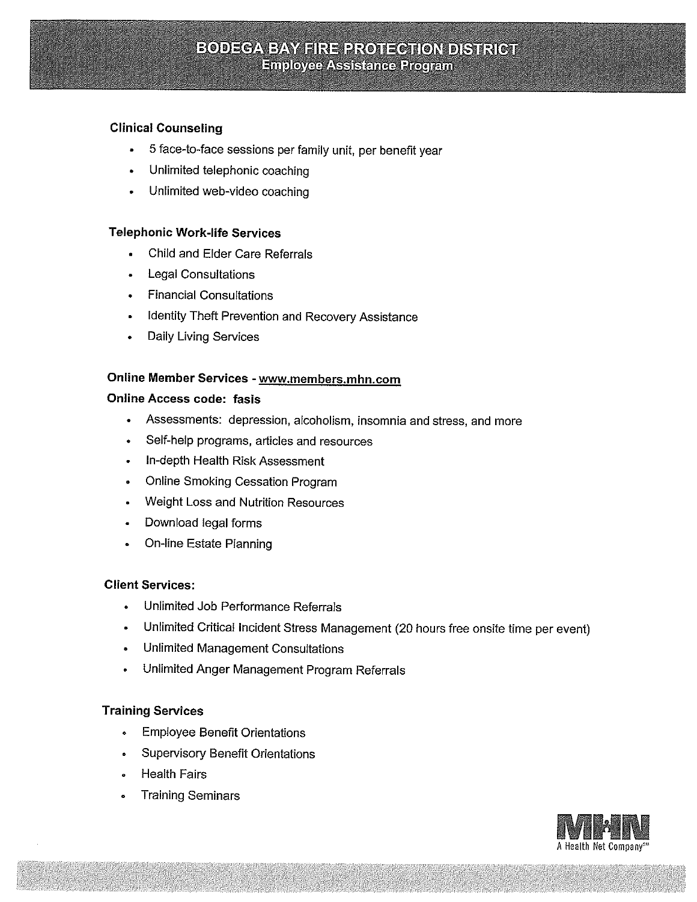# BODEGA BAY FIRE PROTECTION DISTRICT
## Employee Assistance Program

**Clinical Counseling**

- 5 face-to-face sessions per family unit, per benefit year
- Unlimited telephonic coaching
- Unlimited web-video coaching

**Telephonic Work-life Services**

- Child and Elder Care Referrals
- Legal Consultations
- Financial Consultations
- Identity Theft Prevention and Recovery Assistance
- Daily Living Services

**Online Member Services - www.members.mhn.com**

**Online Access code: fasis**

- Assessments: depression, alcoholism, insomnia and stress, and more
- Self-help programs, articles and resources
- In-depth Health Risk Assessment
- Online Smoking Cessation Program
- Weight Loss and Nutrition Resources
- Download legal forms
- On-line Estate Planning

**Client Services:**

- Unlimited Job Performance Referrals
- Unlimited Critical Incident Stress Management (20 hours free onsite time per event)
- Unlimited Management Consultations
- Unlimited Anger Management Program Referrals

**Training Services**

- Employee Benefit Orientations
- Supervisory Benefit Orientations
- Health Fairs
- Training Seminars

MHN
A Health Net Company℠